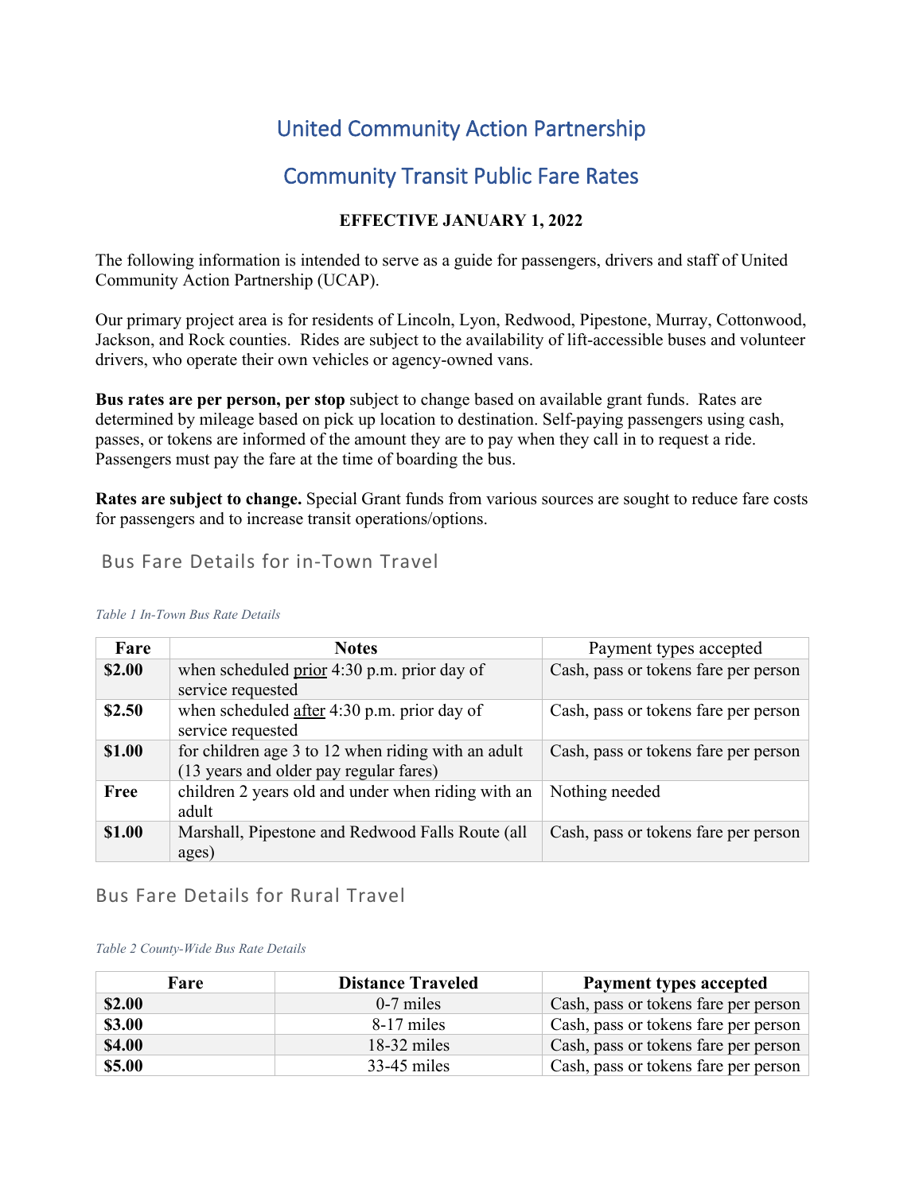# United Community Action Partnership

# Community Transit Public Fare Rates

**EFFECTIVE JANUARY 1, 2022**

The following information is intended to serve as a guide for passengers, drivers and staff of United Community Action Partnership (UCAP).

Our primary project area is for residents of Lincoln, Lyon, Redwood, Pipestone, Murray, Cottonwood, Jackson, and Rock counties. Rides are subject to the availability of lift-accessible buses and volunteer drivers, who operate their own vehicles or agency-owned vans.

**Bus rates are per person, per stop** subject to change based on available grant funds. Rates are determined by mileage based on pick up location to destination. Self-paying passengers using cash, passes, or tokens are informed of the amount they are to pay when they call in to request a ride. Passengers must pay the fare at the time of boarding the bus.

**Rates are subject to change.** Special Grant funds from various sources are sought to reduce fare costs for passengers and to increase transit operations/options.

## Bus Fare Details for in-Town Travel

*Table 1 In-Town Bus Rate Details*

| Fare | Notes | Payment types accepted |
|---|---|---|
| **$2.00** | when scheduled prior 4:30 p.m. prior day of service requested | Cash, pass or tokens fare per person |
| **$2.50** | when scheduled after 4:30 p.m. prior day of service requested | Cash, pass or tokens fare per person |
| **$1.00** | for children age 3 to 12 when riding with an adult (13 years and older pay regular fares) | Cash, pass or tokens fare per person |
| **Free** | children 2 years old and under when riding with an adult | Nothing needed |
| **$1.00** | Marshall, Pipestone and Redwood Falls Route (all ages) | Cash, pass or tokens fare per person |

## Bus Fare Details for Rural Travel

*Table 2 County-Wide Bus Rate Details*

| Fare | Distance Traveled | Payment types accepted |
|---|---|---|
| **$2.00** | 0-7 miles | Cash, pass or tokens fare per person |
| **$3.00** | 8-17 miles | Cash, pass or tokens fare per person |
| **$4.00** | 18-32 miles | Cash, pass or tokens fare per person |
| **$5.00** | 33-45 miles | Cash, pass or tokens fare per person |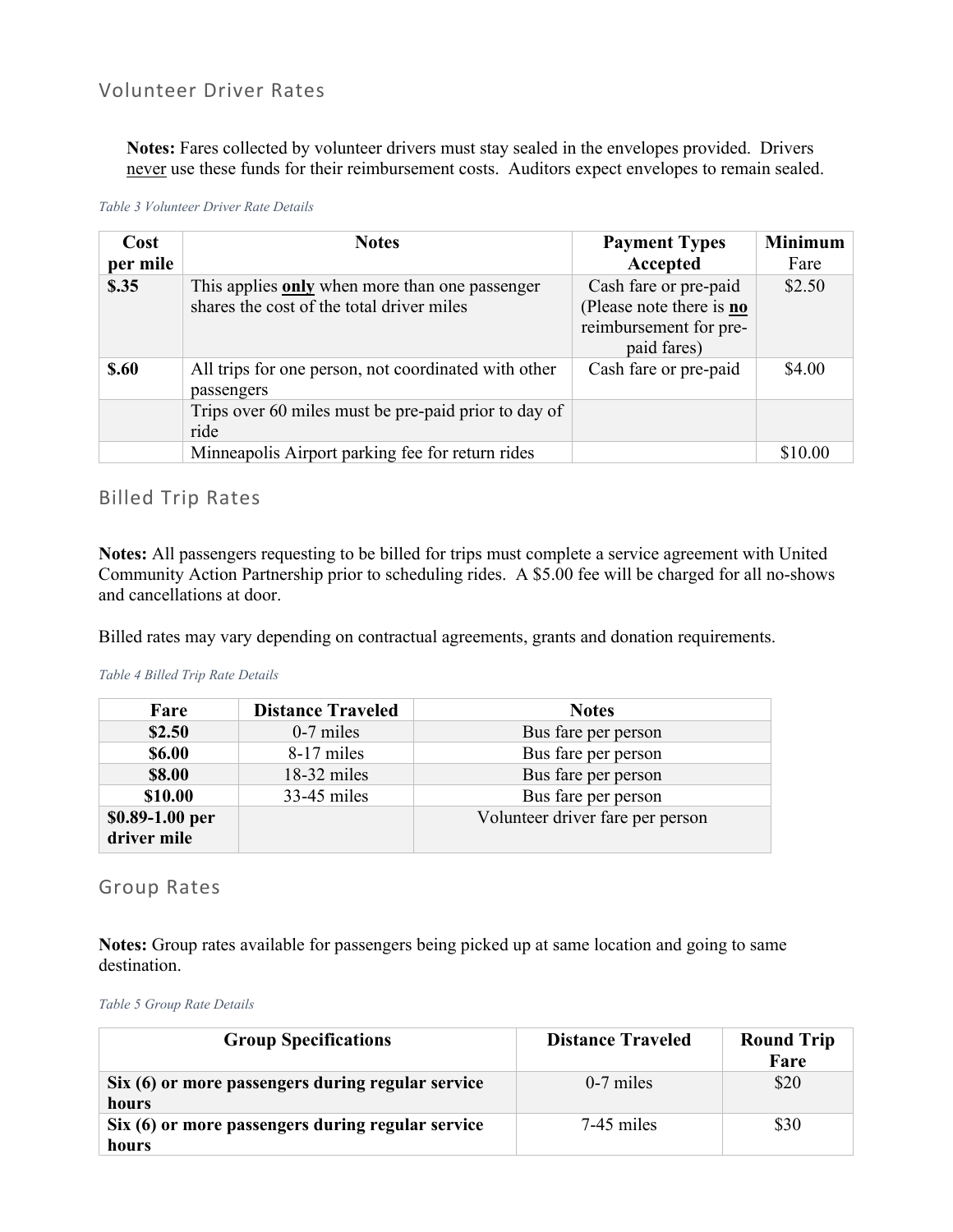## Volunteer Driver Rates

**Notes:** Fares collected by volunteer drivers must stay sealed in the envelopes provided. Drivers never use these funds for their reimbursement costs. Auditors expect envelopes to remain sealed.

*Table 3 Volunteer Driver Rate Details*

| Cost per mile | Notes | Payment Types Accepted | Minimum Fare |
|---|---|---|---|
| **$.35** | This applies **only** when more than one passenger shares the cost of the total driver miles | Cash fare or pre-paid (Please note there is **no** reimbursement for pre-paid fares) | $2.50 |
| **$.60** | All trips for one person, not coordinated with other passengers | Cash fare or pre-paid | $4.00 |
| | Trips over 60 miles must be pre-paid prior to day of ride | | |
| | Minneapolis Airport parking fee for return rides | | $10.00 |

## Billed Trip Rates

**Notes:** All passengers requesting to be billed for trips must complete a service agreement with United Community Action Partnership prior to scheduling rides. A $5.00 fee will be charged for all no-shows and cancellations at door.

Billed rates may vary depending on contractual agreements, grants and donation requirements.

*Table 4 Billed Trip Rate Details*

| Fare | Distance Traveled | Notes |
|---|---|---|
| **$2.50** | 0-7 miles | Bus fare per person |
| **$6.00** | 8-17 miles | Bus fare per person |
| **$8.00** | 18-32 miles | Bus fare per person |
| **$10.00** | 33-45 miles | Bus fare per person |
| **$0.89-1.00 per driver mile** | | Volunteer driver fare per person |

## Group Rates

**Notes:** Group rates available for passengers being picked up at same location and going to same destination.

*Table 5 Group Rate Details*

| Group Specifications | Distance Traveled | Round Trip Fare |
|---|---|---|
| **Six (6) or more passengers during regular service hours** | 0-7 miles | $20 |
| **Six (6) or more passengers during regular service hours** | 7-45 miles | $30 |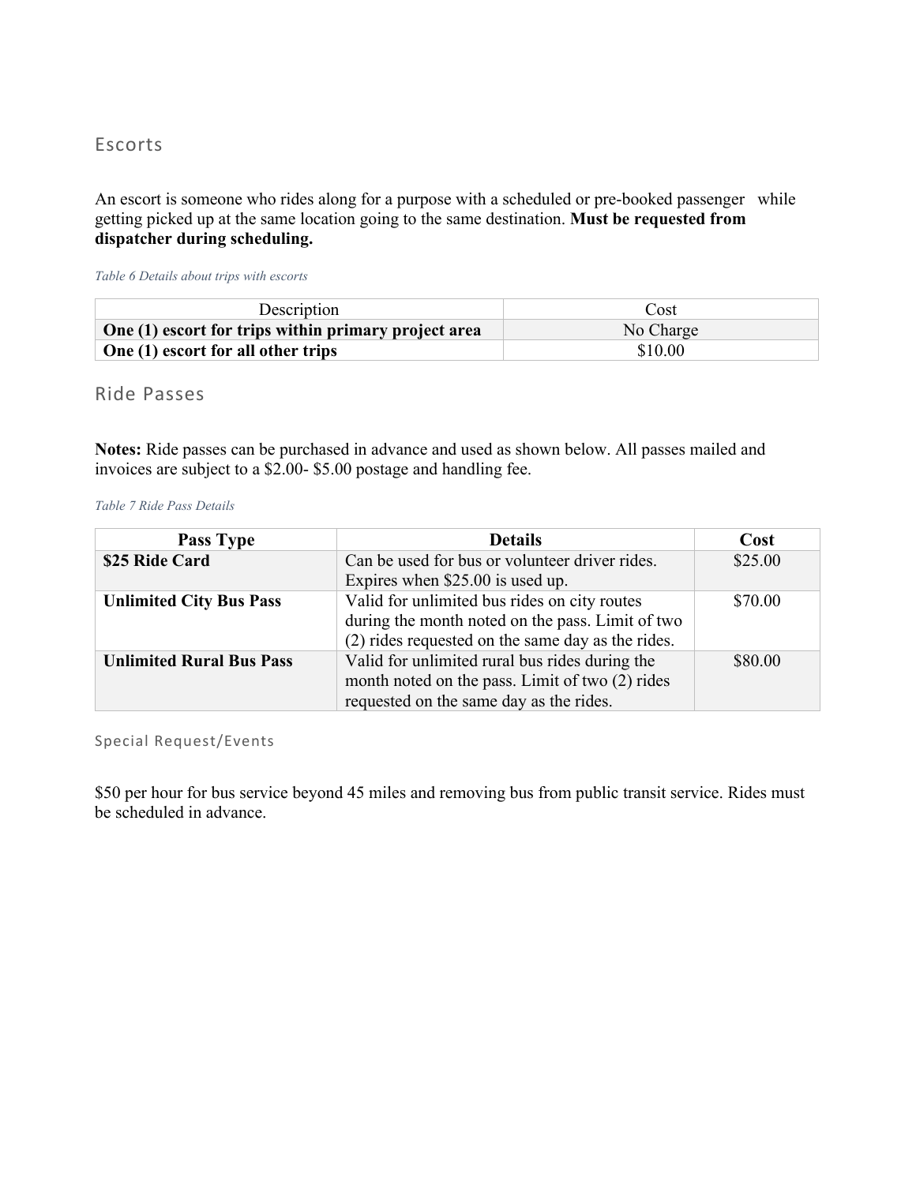## Escorts

An escort is someone who rides along for a purpose with a scheduled or pre-booked passenger while getting picked up at the same location going to the same destination. **Must be requested from dispatcher during scheduling.**

*Table 6 Details about trips with escorts*

| Description | Cost |
|---|---|
| **One (1) escort for trips within primary project area** | No Charge |
| **One (1) escort for all other trips** | $10.00 |

## Ride Passes

**Notes:** Ride passes can be purchased in advance and used as shown below. All passes mailed and invoices are subject to a $2.00- $5.00 postage and handling fee.

*Table 7 Ride Pass Details*

| **Pass Type** | **Details** | **Cost** |
|---|---|---|
| **$25 Ride Card** | Can be used for bus or volunteer driver rides. Expires when $25.00 is used up. | $25.00 |
| **Unlimited City Bus Pass** | Valid for unlimited bus rides on city routes during the month noted on the pass. Limit of two (2) rides requested on the same day as the rides. | $70.00 |
| **Unlimited Rural Bus Pass** | Valid for unlimited rural bus rides during the month noted on the pass. Limit of two (2) rides requested on the same day as the rides. | $80.00 |

### Special Request/Events

$50 per hour for bus service beyond 45 miles and removing bus from public transit service. Rides must be scheduled in advance.